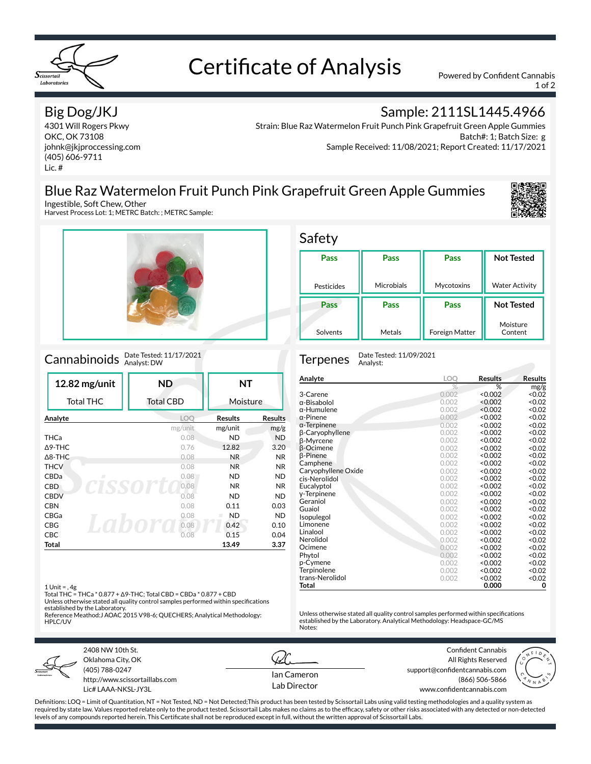# Certificate of Analysis

Powered by Confident Cannabis

## Big Dog/JKJ

4301 Will Rogers Pkwy
OKC, OK 73108
johnk@jkjproccessing.com
(405) 606-9711
Lic. #

## Sample: 2111SL1445.4966

Strain: Blue Raz Watermelon Fruit Punch Pink Grapefruit Green Apple Gummies
Batch#: 1; Batch Size: g
Sample Received: 11/08/2021; Report Created: 11/17/2021

## Blue Raz Watermelon Fruit Punch Pink Grapefruit Green Apple Gummies

Ingestible, Soft Chew, Other
Harvest Process Lot: 1; METRC Batch: ; METRC Sample:

## Safety

| Pesticides | Microbials | Mycotoxins | Water Activity |
|---|---|---|---|
| Pass | Pass | Pass | Not Tested |

| Solvents | Metals | Foreign Matter | Moisture Content |
|---|---|---|---|
| Pass | Pass | Pass | Not Tested |

## Cannabinoids

Date Tested: 11/17/2021
Analyst: DW

| Total THC | Total CBD | Moisture |
|---|---|---|
| 12.82 mg/unit | ND | NT |

| Analyte | LOQ | Results | Results |
|---|---|---|---|
| | mg/unit | mg/unit | mg/g |
| THCa | 0.08 | ND | ND |
| Δ9-THC | 0.76 | 12.82 | 3.20 |
| Δ8-THC | 0.08 | NR | NR |
| THCV | 0.08 | NR | NR |
| CBDa | 0.08 | ND | ND |
| CBD | 0.08 | NR | NR |
| CBDV | 0.08 | ND | ND |
| CBN | 0.08 | 0.11 | 0.03 |
| CBGa | 0.08 | ND | ND |
| CBG | 0.08 | 0.42 | 0.10 |
| CBC | 0.08 | 0.15 | 0.04 |
| **Total** | | **13.49** | **3.37** |

1 Unit = , 4g
Total THC = THCa * 0.877 + Δ9-THC; Total CBD = CBDa * 0.877 + CBD
Unless otherwise stated all quality control samples performed within specifications established by the Laboratory.
Reference Meathod:J AOAC 2015 V98-6; QUECHERS; Analytical Methodology: HPLC/UV

## Terpenes

Date Tested: 11/09/2021
Analyst:

| Analyte | LOQ | Results | Results |
|---|---|---|---|
| | % | % | mg/g |
| 3-Carene | 0.002 | <0.002 | <0.02 |
| α-Bisabolol | 0.002 | <0.002 | <0.02 |
| α-Humulene | 0.002 | <0.002 | <0.02 |
| α-Pinene | 0.002 | <0.002 | <0.02 |
| α-Terpinene | 0.002 | <0.002 | <0.02 |
| β-Caryophyllene | 0.002 | <0.002 | <0.02 |
| β-Myrcene | 0.002 | <0.002 | <0.02 |
| β-Ocimene | 0.002 | <0.002 | <0.02 |
| β-Pinene | 0.002 | <0.002 | <0.02 |
| Camphene | 0.002 | <0.002 | <0.02 |
| Caryophyllene Oxide | 0.002 | <0.002 | <0.02 |
| cis-Nerolidol | 0.002 | <0.002 | <0.02 |
| Eucalyptol | 0.002 | <0.002 | <0.02 |
| γ-Terpinene | 0.002 | <0.002 | <0.02 |
| Geraniol | 0.002 | <0.002 | <0.02 |
| Guaiol | 0.002 | <0.002 | <0.02 |
| Isopulegol | 0.002 | <0.002 | <0.02 |
| Limonene | 0.002 | <0.002 | <0.02 |
| Linalool | 0.002 | <0.002 | <0.02 |
| Nerolidol | 0.002 | <0.002 | <0.02 |
| Ocimene | 0.002 | <0.002 | <0.02 |
| Phytol | 0.002 | <0.002 | <0.02 |
| p-Cymene | 0.002 | <0.002 | <0.02 |
| Terpinolene | 0.002 | <0.002 | <0.02 |
| trans-Nerolidol | 0.002 | <0.002 | <0.02 |
| **Total** | | **0.000** | **0** |

Unless otherwise stated all quality control samples performed within specifications established by the Laboratory. Analytical Methodology: Headspace-GC/MS
Notes:

2408 NW 10th St.
Oklahoma City, OK
(405) 788-0247
http://www.scissortaillabs.com
Lic# LAAA-NKSL-JY3L

Ian Cameron
Lab Director

Confident Cannabis
All Rights Reserved
support@confidentcannabis.com
(866) 506-5866
www.confidentcannabis.com

Definitions: LOQ = Limit of Quantitation, NT = Not Tested, ND = Not Detected;This product has been tested by Scissortail Labs using valid testing methodologies and a quality system as required by state law. Values reported relate only to the product tested. Scissortail Labs makes no claims as to the efficacy, safety or other risks associated with any detected or non-detected levels of any compounds reported herein. This Certificate shall not be reproduced except in full, without the written approval of Scissortail Labs.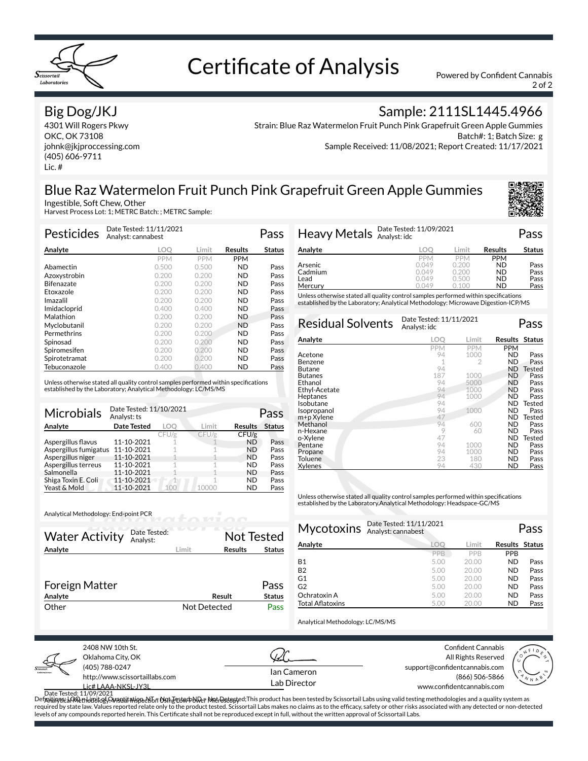# Certificate of Analysis

Powered by Confident Cannabis

## Big Dog/JKJ

4301 Will Rogers Pkwy
OKC, OK 73108
johnk@jkjproccessing.com
(405) 606-9711
Lic. #

## Sample: 2111SL1445.4966

Strain: Blue Raz Watermelon Fruit Punch Pink Grapefruit Green Apple Gummies
Batch#: 1; Batch Size: g
Sample Received: 11/08/2021; Report Created: 11/17/2021

## Blue Raz Watermelon Fruit Punch Pink Grapefruit Green Apple Gummies

Ingestible, Soft Chew, Other
Harvest Process Lot: 1; METRC Batch: ; METRC Sample:

### Pesticides — Pass

Date Tested: 11/11/2021
Analyst: cannabest

| Analyte | LOQ | Limit | Results | Status |
|---|---|---|---|---|
| | PPM | PPM | PPM | |
| Abamectin | 0.500 | 0.500 | ND | Pass |
| Azoxystrobin | 0.200 | 0.200 | ND | Pass |
| Bifenazate | 0.200 | 0.200 | ND | Pass |
| Etoxazole | 0.200 | 0.200 | ND | Pass |
| Imazalil | 0.200 | 0.200 | ND | Pass |
| Imidacloprid | 0.400 | 0.400 | ND | Pass |
| Malathion | 0.200 | 0.200 | ND | Pass |
| Myclobutanil | 0.200 | 0.200 | ND | Pass |
| Permethrins | 0.200 | 0.200 | ND | Pass |
| Spinosad | 0.200 | 0.200 | ND | Pass |
| Spiromesifen | 0.200 | 0.200 | ND | Pass |
| Spirotetramat | 0.200 | 0.200 | ND | Pass |
| Tebuconazole | 0.400 | 0.400 | ND | Pass |

Unless otherwise stated all quality control samples performed within specifications established by the Laboratory; Analytical Methodology: LC/MS/MS

### Microbials — Pass

Date Tested: 11/10/2021
Analyst: ts

| Analyte | Date Tested | LOQ | Limit | Results | Status |
|---|---|---|---|---|---|
| | | CFU/g | CFU/g | CFU/g | |
| Aspergillus flavus | 11-10-2021 | 1 | 1 | ND | Pass |
| Aspergillus fumigatus | 11-10-2021 | 1 | 1 | ND | Pass |
| Aspergillus niger | 11-10-2021 | 1 | 1 | ND | Pass |
| Aspergillus terreus | 11-10-2021 | 1 | 1 | ND | Pass |
| Salmonella | 11-10-2021 | 1 | 1 | ND | Pass |
| Shiga Toxin E. Coli | 11-10-2021 | 1 | 1 | ND | Pass |
| Yeast & Mold | 11-10-2021 | 100 | 10000 | ND | Pass |

Analytical Methodology: End-point PCR

### Water Activity — Not Tested

Date Tested:
Analyst:

| Analyte | Limit | Results | Status |
|---|---|---|---|

### Foreign Matter — Pass

| Analyte | Result | Status |
|---|---|---|
| Other | Not Detected | Pass |

### Heavy Metals — Pass

Date Tested: 11/09/2021
Analyst: idc

| Analyte | LOQ | Limit | Results | Status |
|---|---|---|---|---|
| | PPM | PPM | PPM | |
| Arsenic | 0.049 | 0.200 | ND | Pass |
| Cadmium | 0.049 | 0.200 | ND | Pass |
| Lead | 0.049 | 0.500 | ND | Pass |
| Mercury | 0.049 | 0.100 | ND | Pass |

Unless otherwise stated all quality control samples performed within specifications established by the Laboratory; Analytical Methodology: Microwave Digestion-ICP/MS

### Residual Solvents — Pass

Date Tested: 11/11/2021
Analyst: idc

| Analyte | LOQ | Limit | Results | Status |
|---|---|---|---|---|
| | PPM | PPM | PPM | |
| Acetone | 94 | 1000 | ND | Pass |
| Benzene | 1 | 2 | ND | Pass |
| Butane | 94 | | ND | Tested |
| Butanes | 187 | 1000 | ND | Pass |
| Ethanol | 94 | 5000 | ND | Pass |
| Ethyl-Acetate | 94 | 1000 | ND | Pass |
| Heptanes | 94 | 1000 | ND | Pass |
| Isobutane | 94 | | ND | Tested |
| Isopropanol | 94 | 1000 | ND | Pass |
| m+p Xylene | 47 | | ND | Tested |
| Methanol | 94 | 600 | ND | Pass |
| n-Hexane | 9 | 60 | ND | Pass |
| o-Xylene | 47 | | ND | Tested |
| Pentane | 94 | 1000 | ND | Pass |
| Propane | 94 | 1000 | ND | Pass |
| Toluene | 23 | 180 | ND | Pass |
| Xylenes | 94 | 430 | ND | Pass |

Unless otherwise stated all quality control samples performed within specifications established by the Laboratory.Analytical Methodology: Headspace-GC/MS

### Mycotoxins — Pass

Date Tested: 11/11/2021
Analyst: cannabest

| Analyte | LOQ | Limit | Results | Status |
|---|---|---|---|---|
| | PPB | PPB | PPB | |
| B1 | 5.00 | 20.00 | ND | Pass |
| B2 | 5.00 | 20.00 | ND | Pass |
| G1 | 5.00 | 20.00 | ND | Pass |
| G2 | 5.00 | 20.00 | ND | Pass |
| Ochratoxin A | 5.00 | 20.00 | ND | Pass |
| Total Aflatoxins | 5.00 | 20.00 | ND | Pass |

Analytical Methodology: LC/MS/MS

---

2408 NW 10th St.
Oklahoma City, OK
(405) 788-0247
http://www.scissortaillabs.com
Lic# LAAA-NKSL-JY3L

Ian Cameron
Lab Director

Confident Cannabis
All Rights Reserved
support@confidentcannabis.com
(866) 506-5866
www.confidentcannabis.com

Date Tested: 11/09/2021
Analytical Methodology: Visual Inspection Using Low Power Microscopy

Definitions: LOQ = Limit of Quantitation, NT = Not Tested, ND = Not Detected; This product has been tested by Scissortail Labs using valid testing methodologies and a quality system as required by state law. Values reported relate only to the product tested. Scissortail Labs makes no claims as to the efficacy, safety or other risks associated with any detected or non-detected levels of any compounds reported herein. This Certificate shall not be reproduced except in full, without the written approval of Scissortail Labs.